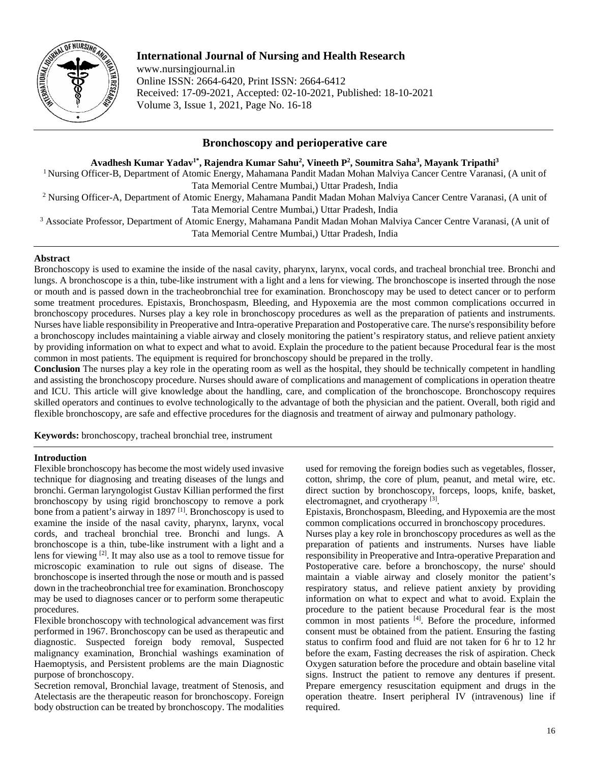# International Journal of Nursing and Health Research

www.nursingjournal.in
Online ISSN: 2664-6420, Print ISSN: 2664-6412
Received: 17-09-2021, Accepted: 02-10-2021, Published: 18-10-2021
Volume 3, Issue 1, 2021, Page No. 16-18

## Bronchoscopy and perioperative care

**Avadhesh Kumar Yadav[1*], Rajendra Kumar Sahu[2], Vineeth P[2], Soumitra Saha[3], Mayank Tripathi[3]**

[1] Nursing Officer-B, Department of Atomic Energy, Mahamana Pandit Madan Mohan Malviya Cancer Centre Varanasi, (A unit of Tata Memorial Centre Mumbai,) Uttar Pradesh, India

[2] Nursing Officer-A, Department of Atomic Energy, Mahamana Pandit Madan Mohan Malviya Cancer Centre Varanasi, (A unit of Tata Memorial Centre Mumbai,) Uttar Pradesh, India

[3] Associate Professor, Department of Atomic Energy, Mahamana Pandit Madan Mohan Malviya Cancer Centre Varanasi, (A unit of Tata Memorial Centre Mumbai,) Uttar Pradesh, India

**Abstract**

Bronchoscopy is used to examine the inside of the nasal cavity, pharynx, larynx, vocal cords, and tracheal bronchial tree. Bronchi and lungs. A bronchoscope is a thin, tube-like instrument with a light and a lens for viewing. The bronchoscope is inserted through the nose or mouth and is passed down in the tracheobronchial tree for examination. Bronchoscopy may be used to detect cancer or to perform some treatment procedures. Epistaxis, Bronchospasm, Bleeding, and Hypoxemia are the most common complications occurred in bronchoscopy procedures. Nurses play a key role in bronchoscopy procedures as well as the preparation of patients and instruments. Nurses have liable responsibility in Preoperative and Intra-operative Preparation and Postoperative care. The nurse's responsibility before a bronchoscopy includes maintaining a viable airway and closely monitoring the patient's respiratory status, and relieve patient anxiety by providing information on what to expect and what to avoid. Explain the procedure to the patient because Procedural fear is the most common in most patients. The equipment is required for bronchoscopy should be prepared in the trolly.

**Conclusion** The nurses play a key role in the operating room as well as the hospital, they should be technically competent in handling and assisting the bronchoscopy procedure. Nurses should aware of complications and management of complications in operation theatre and ICU. This article will give knowledge about the handling, care, and complication of the bronchoscope. Bronchoscopy requires skilled operators and continues to evolve technologically to the advantage of both the physician and the patient. Overall, both rigid and flexible bronchoscopy, are safe and effective procedures for the diagnosis and treatment of airway and pulmonary pathology.

**Keywords:** bronchoscopy, tracheal bronchial tree, instrument

**Introduction**

Flexible bronchoscopy has become the most widely used invasive technique for diagnosing and treating diseases of the lungs and bronchi. German laryngologist Gustav Killian performed the first bronchoscopy by using rigid bronchoscopy to remove a pork bone from a patient's airway in 1897 [1]. Bronchoscopy is used to examine the inside of the nasal cavity, pharynx, larynx, vocal cords, and tracheal bronchial tree. Bronchi and lungs. A bronchoscope is a thin, tube-like instrument with a light and a lens for viewing [2]. It may also use as a tool to remove tissue for microscopic examination to rule out signs of disease. The bronchoscope is inserted through the nose or mouth and is passed down in the tracheobronchial tree for examination. Bronchoscopy may be used to diagnoses cancer or to perform some therapeutic procedures.

Flexible bronchoscopy with technological advancement was first performed in 1967. Bronchoscopy can be used as therapeutic and diagnostic. Suspected foreign body removal, Suspected malignancy examination, Bronchial washings examination of Haemoptysis, and Persistent problems are the main Diagnostic purpose of bronchoscopy.

Secretion removal, Bronchial lavage, treatment of Stenosis, and Atelectasis are the therapeutic reason for bronchoscopy. Foreign body obstruction can be treated by bronchoscopy. The modalities used for removing the foreign bodies such as vegetables, flosser, cotton, shrimp, the core of plum, peanut, and metal wire, etc. direct suction by bronchoscopy, forceps, loops, knife, basket, electromagnet, and cryotherapy [3].

Epistaxis, Bronchospasm, Bleeding, and Hypoxemia are the most common complications occurred in bronchoscopy procedures.

Nurses play a key role in bronchoscopy procedures as well as the preparation of patients and instruments. Nurses have liable responsibility in Preoperative and Intra-operative Preparation and Postoperative care. before a bronchoscopy, the nurse' should maintain a viable airway and closely monitor the patient's respiratory status, and relieve patient anxiety by providing information on what to expect and what to avoid. Explain the procedure to the patient because Procedural fear is the most common in most patients [4]. Before the procedure, informed consent must be obtained from the patient. Ensuring the fasting status to confirm food and fluid are not taken for 6 hr to 12 hr before the exam, Fasting decreases the risk of aspiration. Check Oxygen saturation before the procedure and obtain baseline vital signs. Instruct the patient to remove any dentures if present. Prepare emergency resuscitation equipment and drugs in the operation theatre. Insert peripheral IV (intravenous) line if required.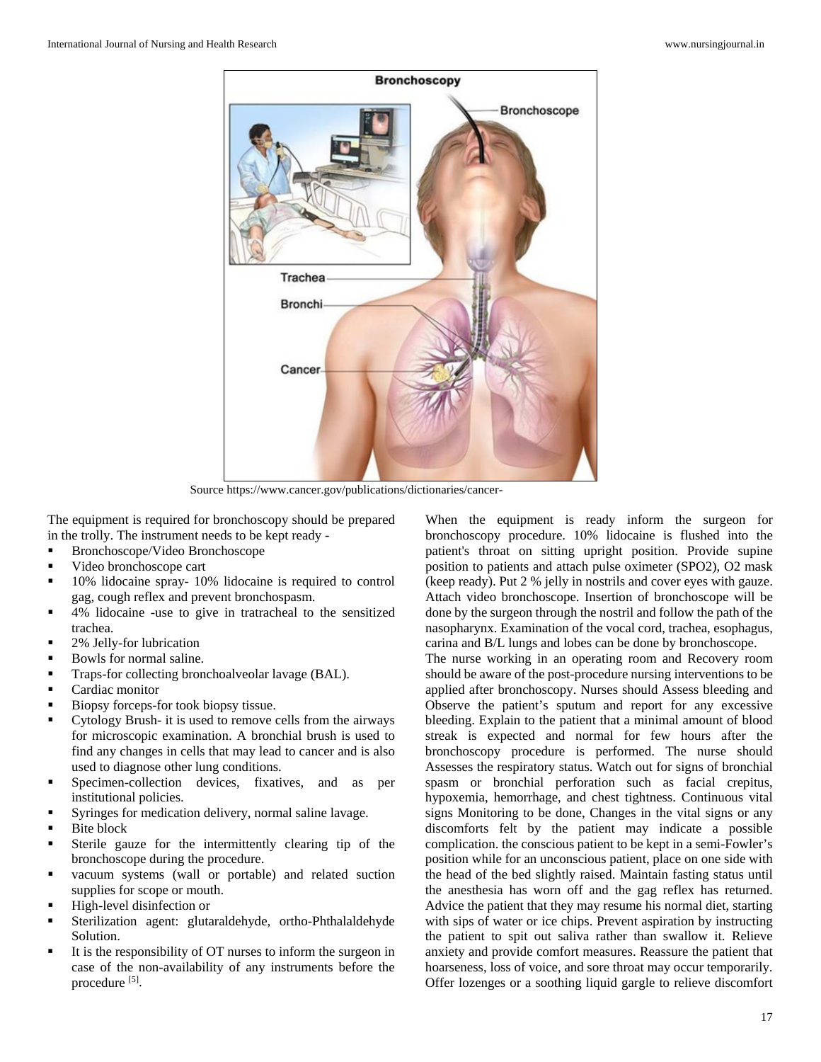Source https://www.cancer.gov/publications/dictionaries/cancer-

The equipment is required for bronchoscopy should be prepared in the trolly. The instrument needs to be kept ready -

- Bronchoscope/Video Bronchoscope
- Video bronchoscope cart
- 10% lidocaine spray- 10% lidocaine is required to control gag, cough reflex and prevent bronchospasm.
- 4% lidocaine -use to give in tratracheal to the sensitized trachea.
- 2% Jelly-for lubrication
- Bowls for normal saline.
- Traps-for collecting bronchoalveolar lavage (BAL).
- Cardiac monitor
- Biopsy forceps-for took biopsy tissue.
- Cytology Brush- it is used to remove cells from the airways for microscopic examination. A bronchial brush is used to find any changes in cells that may lead to cancer and is also used to diagnose other lung conditions.
- Specimen-collection devices, fixatives, and as per institutional policies.
- Syringes for medication delivery, normal saline lavage.
- Bite block
- Sterile gauze for the intermittently clearing tip of the bronchoscope during the procedure.
- vacuum systems (wall or portable) and related suction supplies for scope or mouth.
- High-level disinfection or
- Sterilization agent: glutaraldehyde, ortho-Phthalaldehyde Solution.
- It is the responsibility of OT nurses to inform the surgeon in case of the non-availability of any instruments before the procedure [5].

When the equipment is ready inform the surgeon for bronchoscopy procedure. 10% lidocaine is flushed into the patient's throat on sitting upright position. Provide supine position to patients and attach pulse oximeter (SPO2), O2 mask (keep ready). Put 2 % jelly in nostrils and cover eyes with gauze. Attach video bronchoscope. Insertion of bronchoscope will be done by the surgeon through the nostril and follow the path of the nasopharynx. Examination of the vocal cord, trachea, esophagus, carina and B/L lungs and lobes can be done by bronchoscope.

The nurse working in an operating room and Recovery room should be aware of the post-procedure nursing interventions to be applied after bronchoscopy. Nurses should Assess bleeding and Observe the patient's sputum and report for any excessive bleeding. Explain to the patient that a minimal amount of blood streak is expected and normal for few hours after the bronchoscopy procedure is performed. The nurse should Assesses the respiratory status. Watch out for signs of bronchial spasm or bronchial perforation such as facial crepitus, hypoxemia, hemorrhage, and chest tightness. Continuous vital signs Monitoring to be done, Changes in the vital signs or any discomforts felt by the patient may indicate a possible complication. the conscious patient to be kept in a semi-Fowler's position while for an unconscious patient, place on one side with the head of the bed slightly raised. Maintain fasting status until the anesthesia has worn off and the gag reflex has returned. Advice the patient that they may resume his normal diet, starting with sips of water or ice chips. Prevent aspiration by instructing the patient to spit out saliva rather than swallow it. Relieve anxiety and provide comfort measures. Reassure the patient that hoarseness, loss of voice, and sore throat may occur temporarily. Offer lozenges or a soothing liquid gargle to relieve discomfort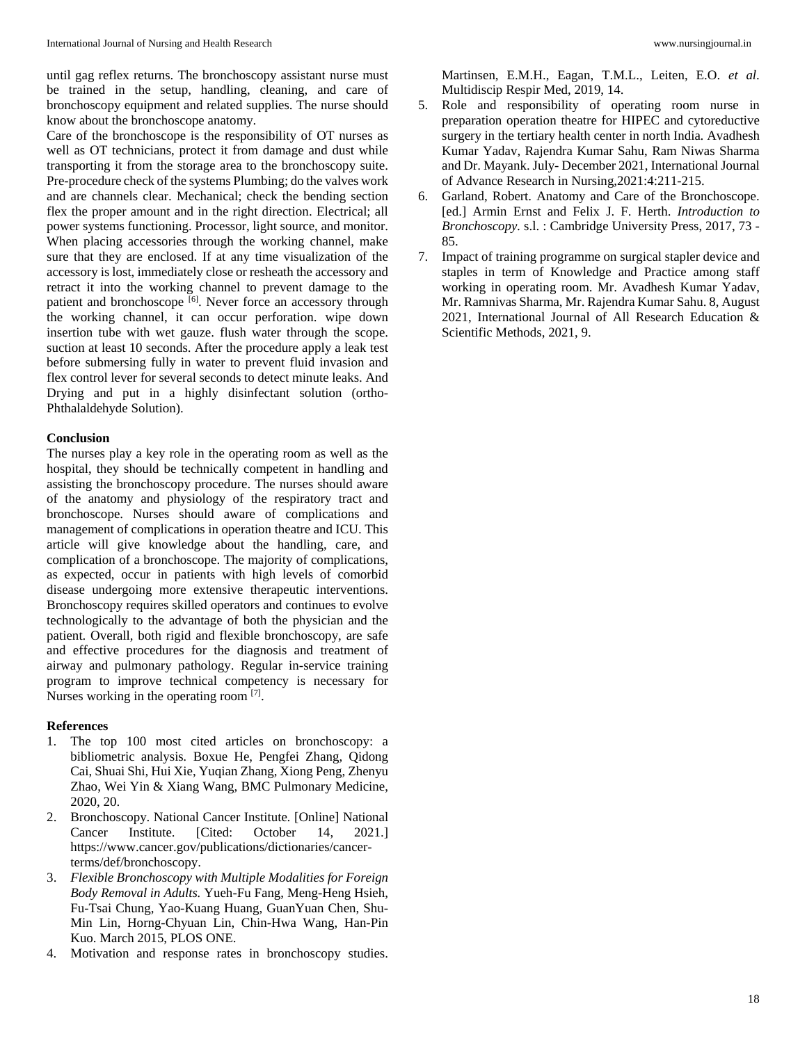until gag reflex returns. The bronchoscopy assistant nurse must be trained in the setup, handling, cleaning, and care of bronchoscopy equipment and related supplies. The nurse should know about the bronchoscope anatomy.

Care of the bronchoscope is the responsibility of OT nurses as well as OT technicians, protect it from damage and dust while transporting it from the storage area to the bronchoscopy suite. Pre-procedure check of the systems Plumbing; do the valves work and are channels clear. Mechanical; check the bending section flex the proper amount and in the right direction. Electrical; all power systems functioning. Processor, light source, and monitor. When placing accessories through the working channel, make sure that they are enclosed. If at any time visualization of the accessory is lost, immediately close or resheath the accessory and retract it into the working channel to prevent damage to the patient and bronchoscope [6]. Never force an accessory through the working channel, it can occur perforation. wipe down insertion tube with wet gauze. flush water through the scope. suction at least 10 seconds. After the procedure apply a leak test before submersing fully in water to prevent fluid invasion and flex control lever for several seconds to detect minute leaks. And Drying and put in a highly disinfectant solution (ortho-Phthalaldehyde Solution).

**Conclusion**

The nurses play a key role in the operating room as well as the hospital, they should be technically competent in handling and assisting the bronchoscopy procedure. The nurses should aware of the anatomy and physiology of the respiratory tract and bronchoscope. Nurses should aware of complications and management of complications in operation theatre and ICU. This article will give knowledge about the handling, care, and complication of a bronchoscope. The majority of complications, as expected, occur in patients with high levels of comorbid disease undergoing more extensive therapeutic interventions. Bronchoscopy requires skilled operators and continues to evolve technologically to the advantage of both the physician and the patient. Overall, both rigid and flexible bronchoscopy, are safe and effective procedures for the diagnosis and treatment of airway and pulmonary pathology. Regular in-service training program to improve technical competency is necessary for Nurses working in the operating room [7].

**References**

1. The top 100 most cited articles on bronchoscopy: a bibliometric analysis. Boxue He, Pengfei Zhang, Qidong Cai, Shuai Shi, Hui Xie, Yuqian Zhang, Xiong Peng, Zhenyu Zhao, Wei Yin & Xiang Wang, BMC Pulmonary Medicine, 2020, 20.
2. Bronchoscopy. National Cancer Institute. [Online] National Cancer Institute. [Cited: October 14, 2021.] https://www.cancer.gov/publications/dictionaries/cancer-terms/def/bronchoscopy.
3. *Flexible Bronchoscopy with Multiple Modalities for Foreign Body Removal in Adults.* Yueh-Fu Fang, Meng-Heng Hsieh, Fu-Tsai Chung, Yao-Kuang Huang, GuanYuan Chen, Shu-Min Lin, Horng-Chyuan Lin, Chin-Hwa Wang, Han-Pin Kuo. March 2015, PLOS ONE.
4. Motivation and response rates in bronchoscopy studies. Martinsen, E.M.H., Eagan, T.M.L., Leiten, E.O. *et al*. Multidiscip Respir Med, 2019, 14.
5. Role and responsibility of operating room nurse in preparation operation theatre for HIPEC and cytoreductive surgery in the tertiary health center in north India. Avadhesh Kumar Yadav, Rajendra Kumar Sahu, Ram Niwas Sharma and Dr. Mayank. July- December 2021, International Journal of Advance Research in Nursing,2021:4:211-215.
6. Garland, Robert. Anatomy and Care of the Bronchoscope. [ed.] Armin Ernst and Felix J. F. Herth. *Introduction to Bronchoscopy*. s.l. : Cambridge University Press, 2017, 73 - 85.
7. Impact of training programme on surgical stapler device and staples in term of Knowledge and Practice among staff working in operating room. Mr. Avadhesh Kumar Yadav, Mr. Ramnivas Sharma, Mr. Rajendra Kumar Sahu. 8, August 2021, International Journal of All Research Education & Scientific Methods, 2021, 9.